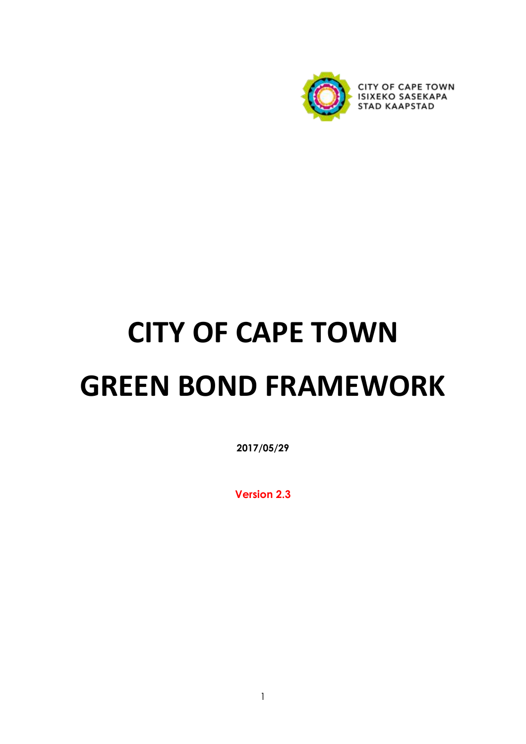CITY OF CAPE TOWN
ISIXEKO SASEKAPA
STAD KAAPSTAD

# CITY OF CAPE TOWN GREEN BOND FRAMEWORK

**2017/05/29**

**Version 2.3**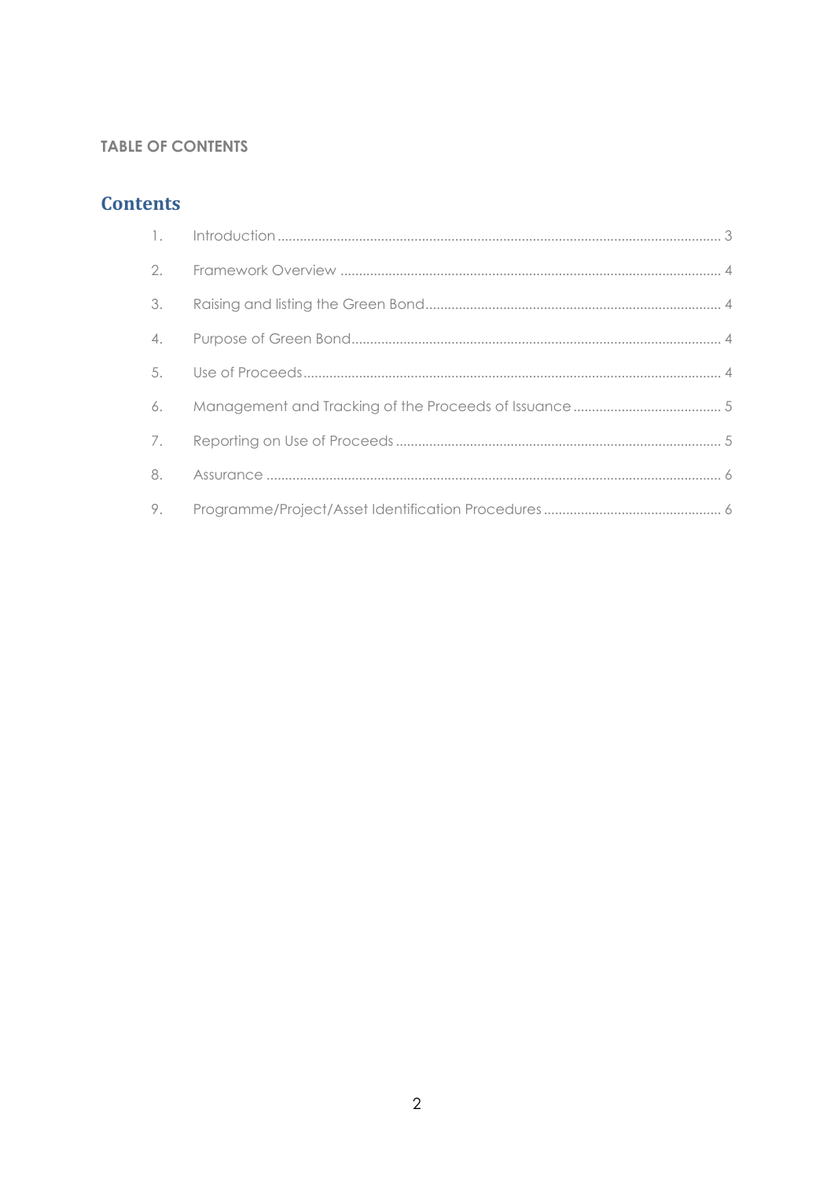**TABLE OF CONTENTS**

## Contents

1. Introduction ........................................................................ 3
2. Framework Overview ........................................................................ 4
3. Raising and listing the Green Bond ........................................................................ 4
4. Purpose of Green Bond ........................................................................ 4
5. Use of Proceeds ........................................................................ 4
6. Management and Tracking of the Proceeds of Issuance ........................................................................ 5
7. Reporting on Use of Proceeds ........................................................................ 5
8. Assurance ........................................................................ 6
9. Programme/Project/Asset Identification Procedures ........................................................................ 6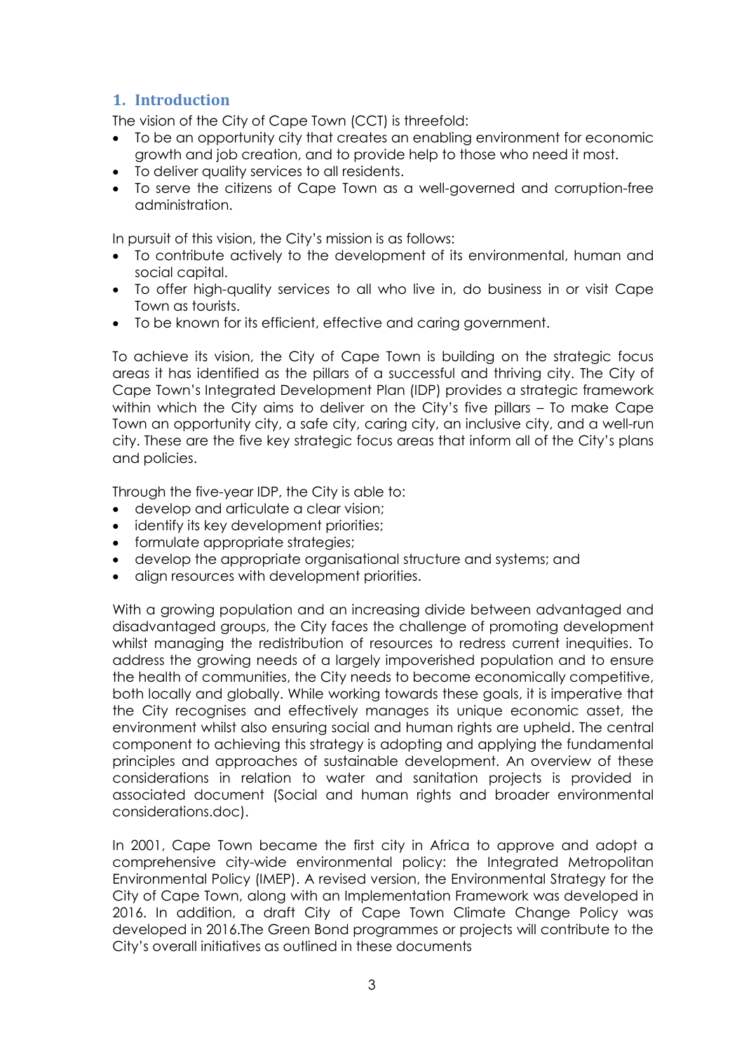## 1. Introduction

The vision of the City of Cape Town (CCT) is threefold:

- To be an opportunity city that creates an enabling environment for economic growth and job creation, and to provide help to those who need it most.
- To deliver quality services to all residents.
- To serve the citizens of Cape Town as a well-governed and corruption-free administration.

In pursuit of this vision, the City's mission is as follows:

- To contribute actively to the development of its environmental, human and social capital.
- To offer high-quality services to all who live in, do business in or visit Cape Town as tourists.
- To be known for its efficient, effective and caring government.

To achieve its vision, the City of Cape Town is building on the strategic focus areas it has identified as the pillars of a successful and thriving city. The City of Cape Town's Integrated Development Plan (IDP) provides a strategic framework within which the City aims to deliver on the City's five pillars – To make Cape Town an opportunity city, a safe city, caring city, an inclusive city, and a well-run city. These are the five key strategic focus areas that inform all of the City's plans and policies.

Through the five-year IDP, the City is able to:

- develop and articulate a clear vision;
- identify its key development priorities;
- formulate appropriate strategies;
- develop the appropriate organisational structure and systems; and
- align resources with development priorities.

With a growing population and an increasing divide between advantaged and disadvantaged groups, the City faces the challenge of promoting development whilst managing the redistribution of resources to redress current inequities. To address the growing needs of a largely impoverished population and to ensure the health of communities, the City needs to become economically competitive, both locally and globally. While working towards these goals, it is imperative that the City recognises and effectively manages its unique economic asset, the environment whilst also ensuring social and human rights are upheld. The central component to achieving this strategy is adopting and applying the fundamental principles and approaches of sustainable development. An overview of these considerations in relation to water and sanitation projects is provided in associated document (Social and human rights and broader environmental considerations.doc).

In 2001, Cape Town became the first city in Africa to approve and adopt a comprehensive city-wide environmental policy: the Integrated Metropolitan Environmental Policy (IMEP). A revised version, the Environmental Strategy for the City of Cape Town, along with an Implementation Framework was developed in 2016. In addition, a draft City of Cape Town Climate Change Policy was developed in 2016.The Green Bond programmes or projects will contribute to the City's overall initiatives as outlined in these documents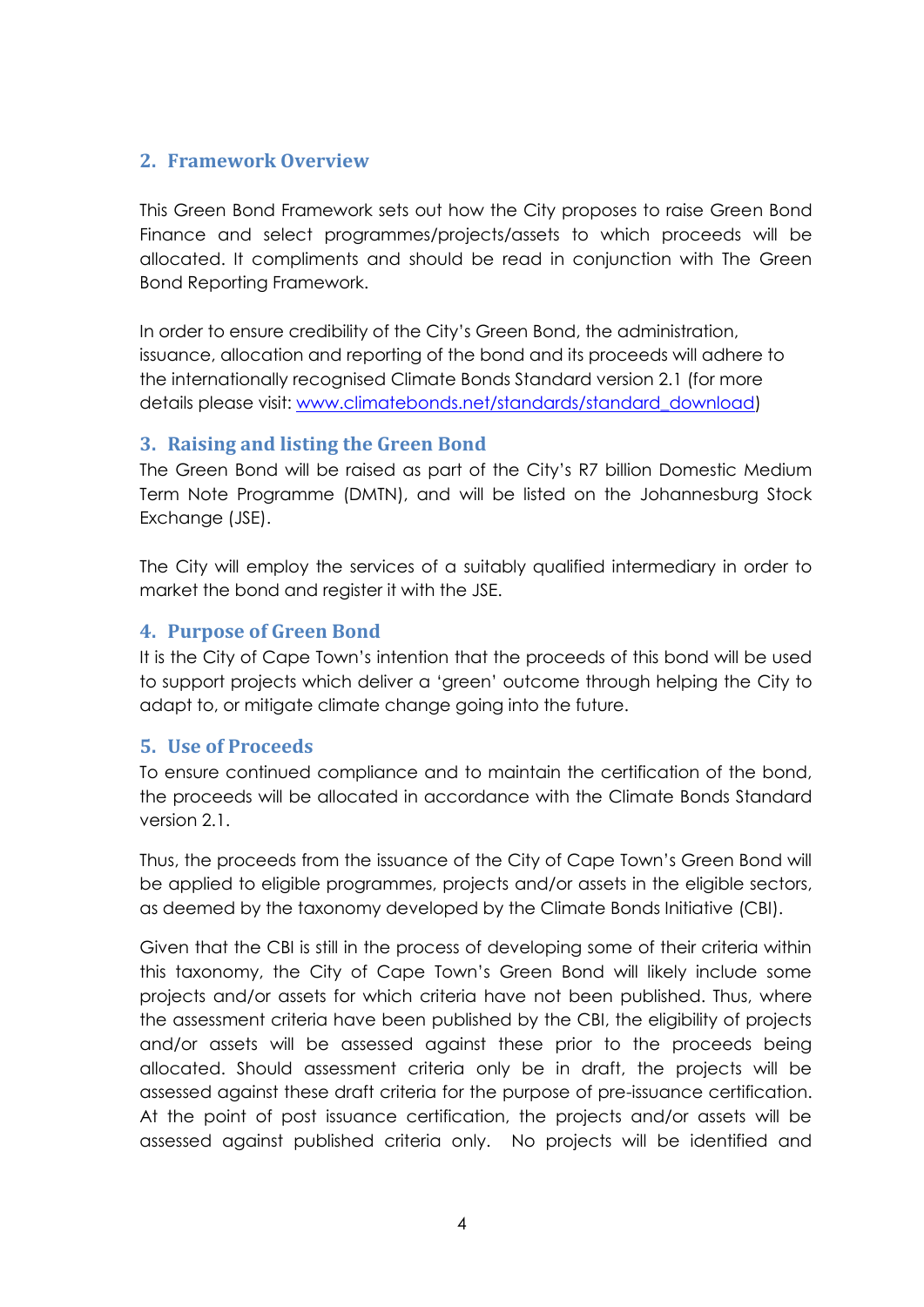## 2. Framework Overview

This Green Bond Framework sets out how the City proposes to raise Green Bond Finance and select programmes/projects/assets to which proceeds will be allocated. It compliments and should be read in conjunction with The Green Bond Reporting Framework.

In order to ensure credibility of the City's Green Bond, the administration, issuance, allocation and reporting of the bond and its proceeds will adhere to the internationally recognised Climate Bonds Standard version 2.1 (for more details please visit: [www.climatebonds.net/standards/standard_download](www.climatebonds.net/standards/standard_download))

## 3. Raising and listing the Green Bond

The Green Bond will be raised as part of the City's R7 billion Domestic Medium Term Note Programme (DMTN), and will be listed on the Johannesburg Stock Exchange (JSE).

The City will employ the services of a suitably qualified intermediary in order to market the bond and register it with the JSE.

## 4. Purpose of Green Bond

It is the City of Cape Town's intention that the proceeds of this bond will be used to support projects which deliver a 'green' outcome through helping the City to adapt to, or mitigate climate change going into the future.

## 5. Use of Proceeds

To ensure continued compliance and to maintain the certification of the bond, the proceeds will be allocated in accordance with the Climate Bonds Standard version 2.1.

Thus, the proceeds from the issuance of the City of Cape Town's Green Bond will be applied to eligible programmes, projects and/or assets in the eligible sectors, as deemed by the taxonomy developed by the Climate Bonds Initiative (CBI).

Given that the CBI is still in the process of developing some of their criteria within this taxonomy, the City of Cape Town's Green Bond will likely include some projects and/or assets for which criteria have not been published. Thus, where the assessment criteria have been published by the CBI, the eligibility of projects and/or assets will be assessed against these prior to the proceeds being allocated. Should assessment criteria only be in draft, the projects will be assessed against these draft criteria for the purpose of pre-issuance certification. At the point of post issuance certification, the projects and/or assets will be assessed against published criteria only. No projects will be identified and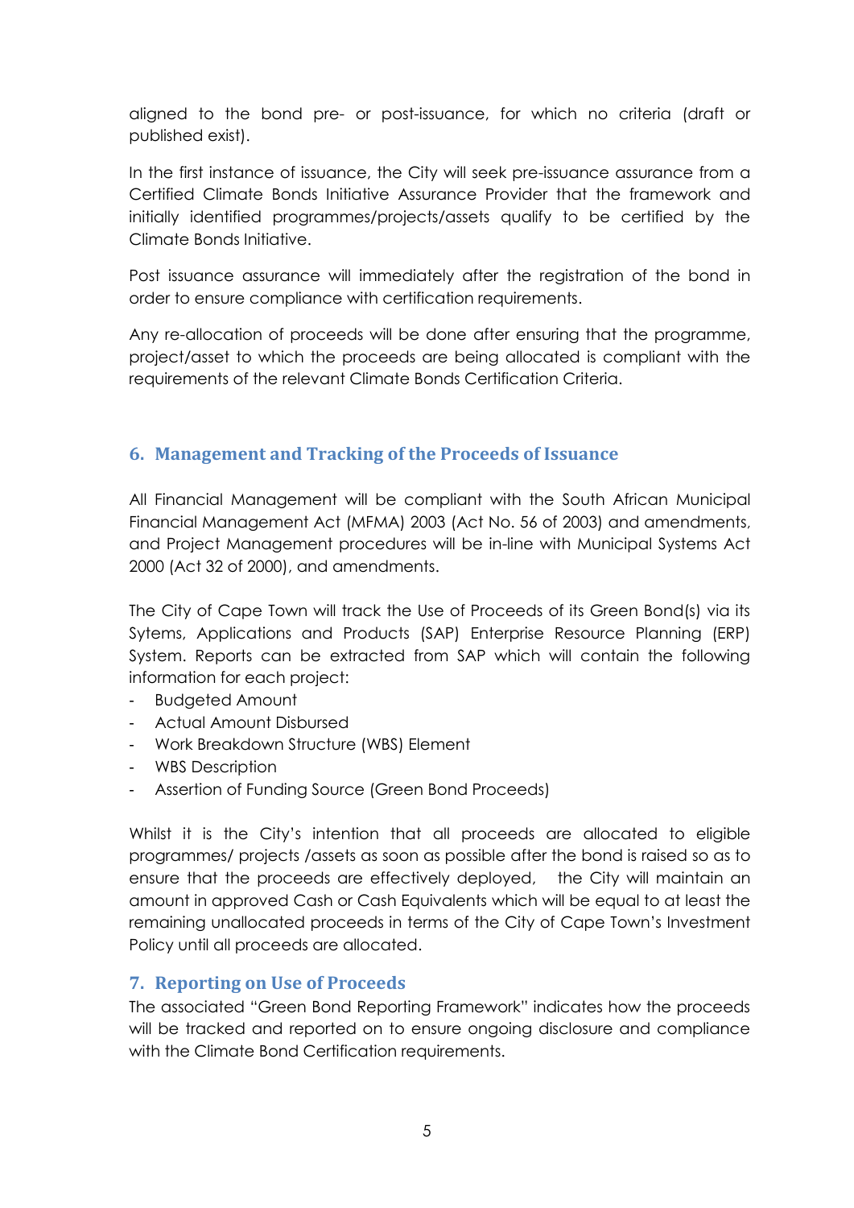aligned to the bond pre- or post-issuance, for which no criteria (draft or published exist).

In the first instance of issuance, the City will seek pre-issuance assurance from a Certified Climate Bonds Initiative Assurance Provider that the framework and initially identified programmes/projects/assets qualify to be certified by the Climate Bonds Initiative.

Post issuance assurance will immediately after the registration of the bond in order to ensure compliance with certification requirements.

Any re-allocation of proceeds will be done after ensuring that the programme, project/asset to which the proceeds are being allocated is compliant with the requirements of the relevant Climate Bonds Certification Criteria.

## 6. Management and Tracking of the Proceeds of Issuance

All Financial Management will be compliant with the South African Municipal Financial Management Act (MFMA) 2003 (Act No. 56 of 2003) and amendments, and Project Management procedures will be in-line with Municipal Systems Act 2000 (Act 32 of 2000), and amendments.

The City of Cape Town will track the Use of Proceeds of its Green Bond(s) via its Sytems, Applications and Products (SAP) Enterprise Resource Planning (ERP) System. Reports can be extracted from SAP which will contain the following information for each project:

- Budgeted Amount
- Actual Amount Disbursed
- Work Breakdown Structure (WBS) Element
- WBS Description
- Assertion of Funding Source (Green Bond Proceeds)

Whilst it is the City's intention that all proceeds are allocated to eligible programmes/ projects /assets as soon as possible after the bond is raised so as to ensure that the proceeds are effectively deployed, the City will maintain an amount in approved Cash or Cash Equivalents which will be equal to at least the remaining unallocated proceeds in terms of the City of Cape Town's Investment Policy until all proceeds are allocated.

## 7. Reporting on Use of Proceeds

The associated "Green Bond Reporting Framework" indicates how the proceeds will be tracked and reported on to ensure ongoing disclosure and compliance with the Climate Bond Certification requirements.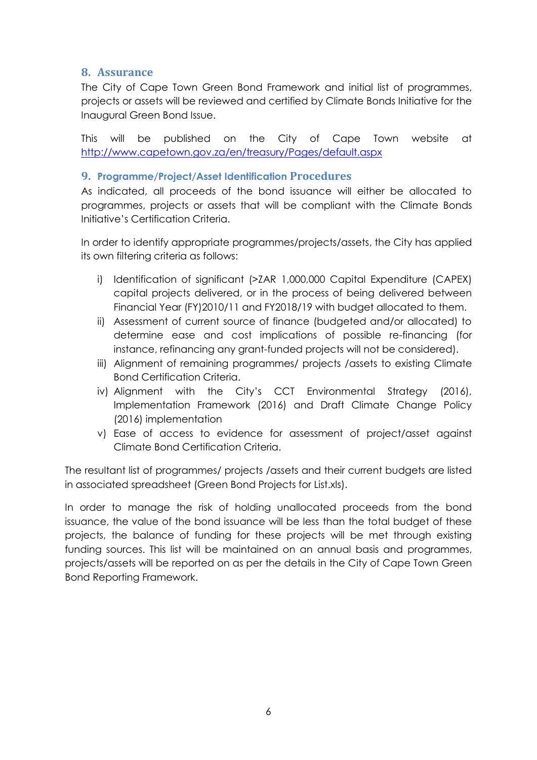## 8. Assurance

The City of Cape Town Green Bond Framework and initial list of programmes, projects or assets will be reviewed and certified by Climate Bonds Initiative for the Inaugural Green Bond Issue.

This will be published on the City of Cape Town website at http://www.capetown.gov.za/en/treasury/Pages/default.aspx

## 9. Programme/Project/Asset Identification Procedures

As indicated, all proceeds of the bond issuance will either be allocated to programmes, projects or assets that will be compliant with the Climate Bonds Initiative's Certification Criteria.

In order to identify appropriate programmes/projects/assets, the City has applied its own filtering criteria as follows:

i) Identification of significant (>ZAR 1,000,000 Capital Expenditure (CAPEX) capital projects delivered, or in the process of being delivered between Financial Year (FY)2010/11 and FY2018/19 with budget allocated to them.
ii) Assessment of current source of finance (budgeted and/or allocated) to determine ease and cost implications of possible re-financing (for instance, refinancing any grant-funded projects will not be considered).
iii) Alignment of remaining programmes/ projects /assets to existing Climate Bond Certification Criteria.
iv) Alignment with the City's CCT Environmental Strategy (2016), Implementation Framework (2016) and Draft Climate Change Policy (2016) implementation
v) Ease of access to evidence for assessment of project/asset against Climate Bond Certification Criteria.

The resultant list of programmes/ projects /assets and their current budgets are listed in associated spreadsheet (Green Bond Projects for List.xls).

In order to manage the risk of holding unallocated proceeds from the bond issuance, the value of the bond issuance will be less than the total budget of these projects, the balance of funding for these projects will be met through existing funding sources. This list will be maintained on an annual basis and programmes, projects/assets will be reported on as per the details in the City of Cape Town Green Bond Reporting Framework.